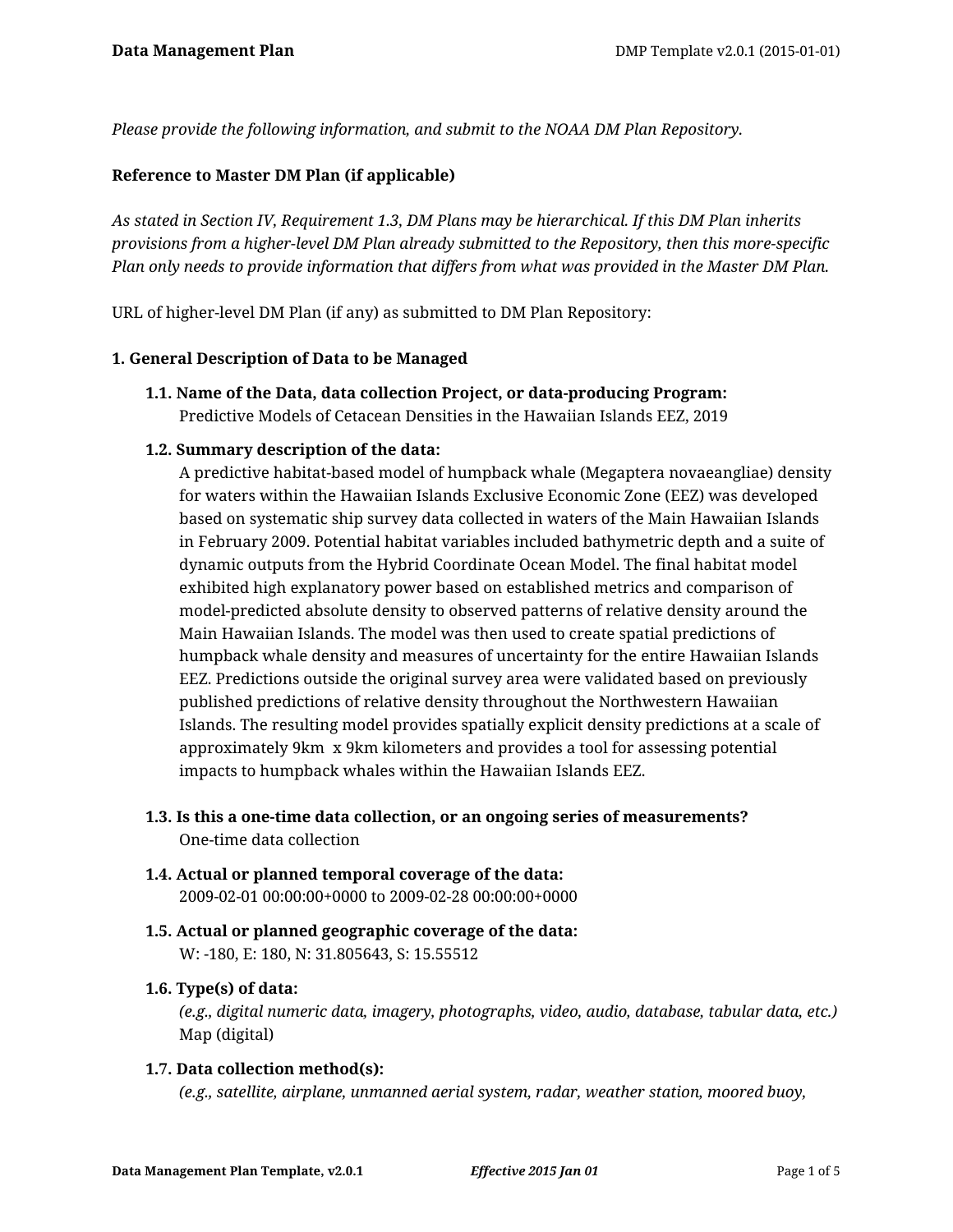*Please provide the following information, and submit to the NOAA DM Plan Repository.*

**Reference to Master DM Plan (if applicable)**

*As stated in Section IV, Requirement 1.3, DM Plans may be hierarchical. If this DM Plan inherits provisions from a higher-level DM Plan already submitted to the Repository, then this more-specific Plan only needs to provide information that differs from what was provided in the Master DM Plan.*

URL of higher-level DM Plan (if any) as submitted to DM Plan Repository:

## 1. General Description of Data to be Managed

### 1.1. Name of the Data, data collection Project, or data-producing Program:

Predictive Models of Cetacean Densities in the Hawaiian Islands EEZ, 2019

### 1.2. Summary description of the data:

A predictive habitat-based model of humpback whale (Megaptera novaeangliae) density for waters within the Hawaiian Islands Exclusive Economic Zone (EEZ) was developed based on systematic ship survey data collected in waters of the Main Hawaiian Islands in February 2009. Potential habitat variables included bathymetric depth and a suite of dynamic outputs from the Hybrid Coordinate Ocean Model. The final habitat model exhibited high explanatory power based on established metrics and comparison of model-predicted absolute density to observed patterns of relative density around the Main Hawaiian Islands. The model was then used to create spatial predictions of humpback whale density and measures of uncertainty for the entire Hawaiian Islands EEZ. Predictions outside the original survey area were validated based on previously published predictions of relative density throughout the Northwestern Hawaiian Islands. The resulting model provides spatially explicit density predictions at a scale of approximately 9km x 9km kilometers and provides a tool for assessing potential impacts to humpback whales within the Hawaiian Islands EEZ.

### 1.3. Is this a one-time data collection, or an ongoing series of measurements?

One-time data collection

### 1.4. Actual or planned temporal coverage of the data:

2009-02-01 00:00:00+0000 to 2009-02-28 00:00:00+0000

### 1.5. Actual or planned geographic coverage of the data:

W: -180, E: 180, N: 31.805643, S: 15.55512

### 1.6. Type(s) of data:

*(e.g., digital numeric data, imagery, photographs, video, audio, database, tabular data, etc.)*

Map (digital)

### 1.7. Data collection method(s):

*(e.g., satellite, airplane, unmanned aerial system, radar, weather station, moored buoy,*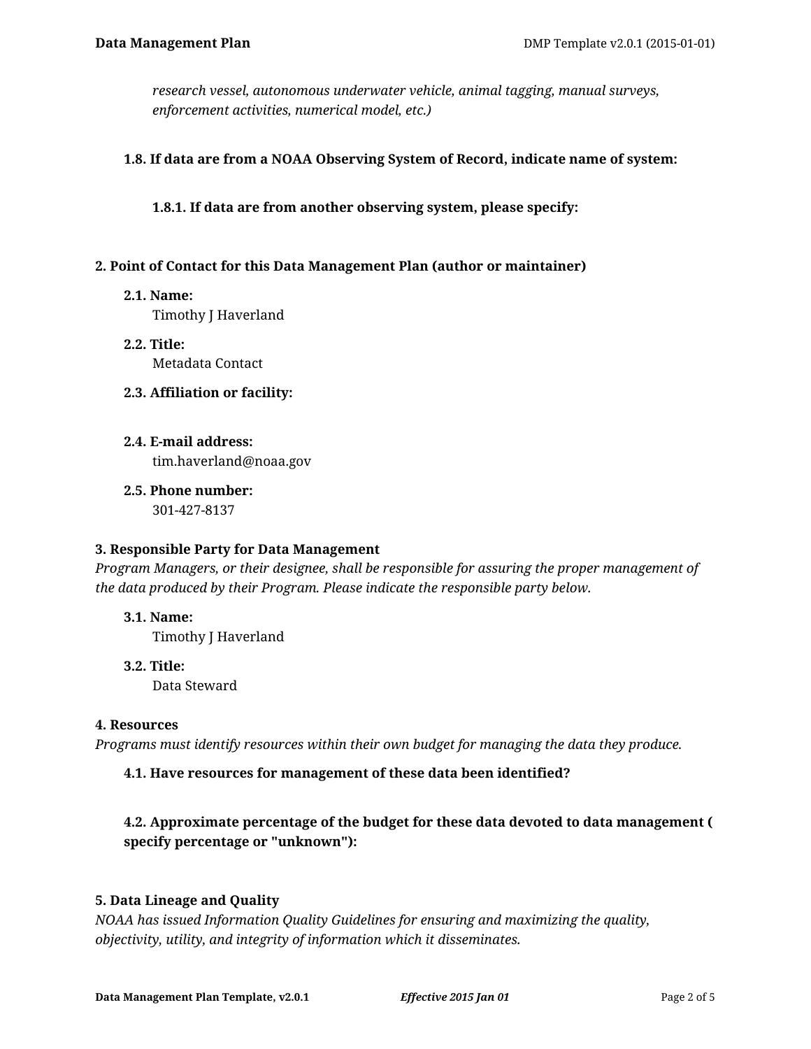*research vessel, autonomous underwater vehicle, animal tagging, manual surveys, enforcement activities, numerical model, etc.)*

### 1.8. If data are from a NOAA Observing System of Record, indicate name of system:

#### 1.8.1. If data are from another observing system, please specify:

## 2. Point of Contact for this Data Management Plan (author or maintainer)

### 2.1. Name:
Timothy J Haverland

### 2.2. Title:
Metadata Contact

### 2.3. Affiliation or facility:

### 2.4. E-mail address:
tim.haverland@noaa.gov

### 2.5. Phone number:
301-427-8137

## 3. Responsible Party for Data Management

*Program Managers, or their designee, shall be responsible for assuring the proper management of the data produced by their Program. Please indicate the responsible party below.*

### 3.1. Name:
Timothy J Haverland

### 3.2. Title:
Data Steward

## 4. Resources

*Programs must identify resources within their own budget for managing the data they produce.*

### 4.1. Have resources for management of these data been identified?

### 4.2. Approximate percentage of the budget for these data devoted to data management ( specify percentage or "unknown"):

## 5. Data Lineage and Quality

*NOAA has issued Information Quality Guidelines for ensuring and maximizing the quality, objectivity, utility, and integrity of information which it disseminates.*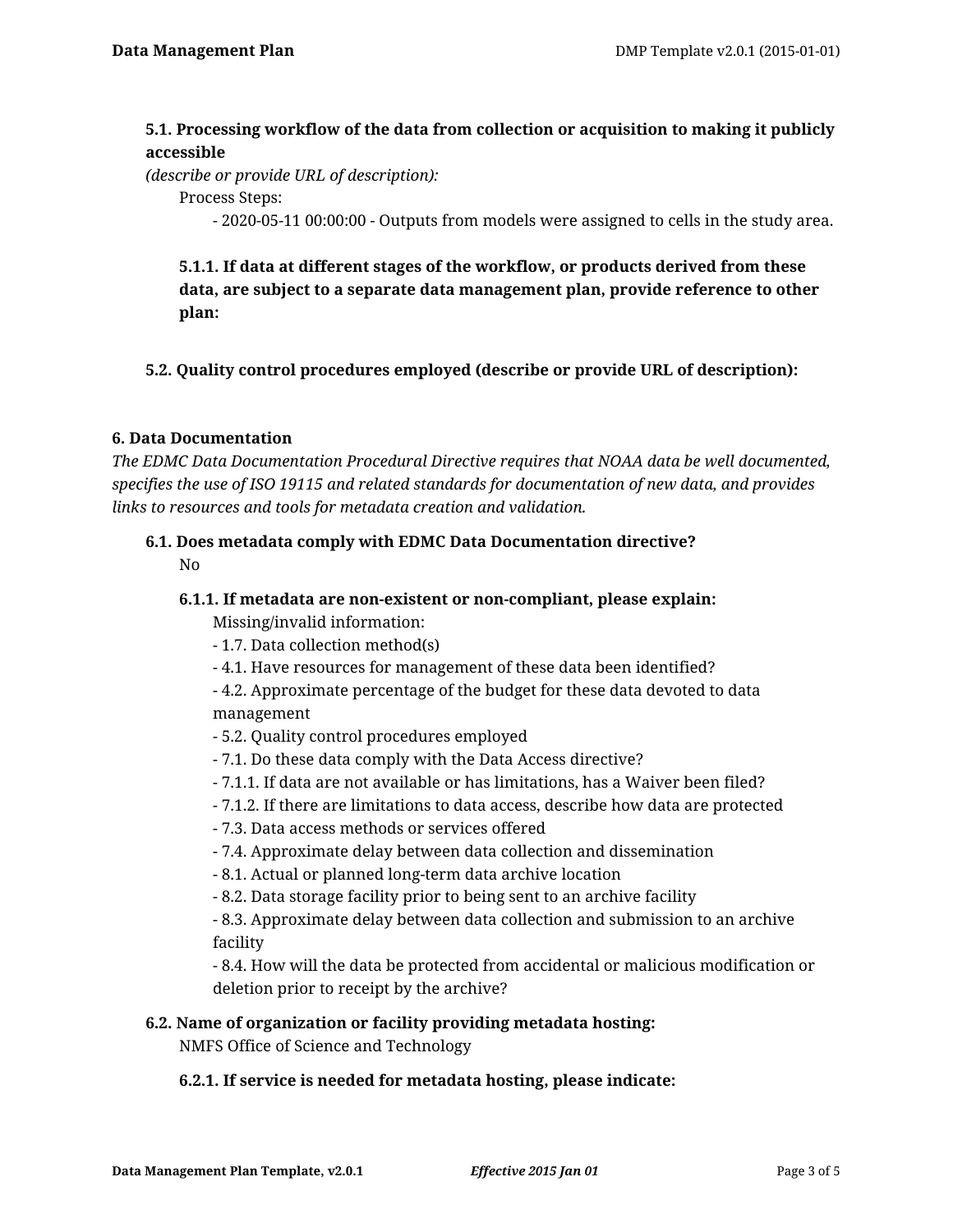**5.1. Processing workflow of the data from collection or acquisition to making it publicly accessible**

*(describe or provide URL of description):*

Process Steps:

- 2020-05-11 00:00:00 - Outputs from models were assigned to cells in the study area.

**5.1.1. If data at different stages of the workflow, or products derived from these data, are subject to a separate data management plan, provide reference to other plan:**

**5.2. Quality control procedures employed (describe or provide URL of description):**

**6. Data Documentation**

*The EDMC Data Documentation Procedural Directive requires that NOAA data be well documented, specifies the use of ISO 19115 and related standards for documentation of new data, and provides links to resources and tools for metadata creation and validation.*

**6.1. Does metadata comply with EDMC Data Documentation directive?**

No

**6.1.1. If metadata are non-existent or non-compliant, please explain:**

Missing/invalid information:

- 1.7. Data collection method(s)
- 4.1. Have resources for management of these data been identified?
- 4.2. Approximate percentage of the budget for these data devoted to data management
- 5.2. Quality control procedures employed
- 7.1. Do these data comply with the Data Access directive?
- 7.1.1. If data are not available or has limitations, has a Waiver been filed?
- 7.1.2. If there are limitations to data access, describe how data are protected
- 7.3. Data access methods or services offered
- 7.4. Approximate delay between data collection and dissemination
- 8.1. Actual or planned long-term data archive location
- 8.2. Data storage facility prior to being sent to an archive facility
- 8.3. Approximate delay between data collection and submission to an archive facility
- 8.4. How will the data be protected from accidental or malicious modification or deletion prior to receipt by the archive?

**6.2. Name of organization or facility providing metadata hosting:**

NMFS Office of Science and Technology

**6.2.1. If service is needed for metadata hosting, please indicate:**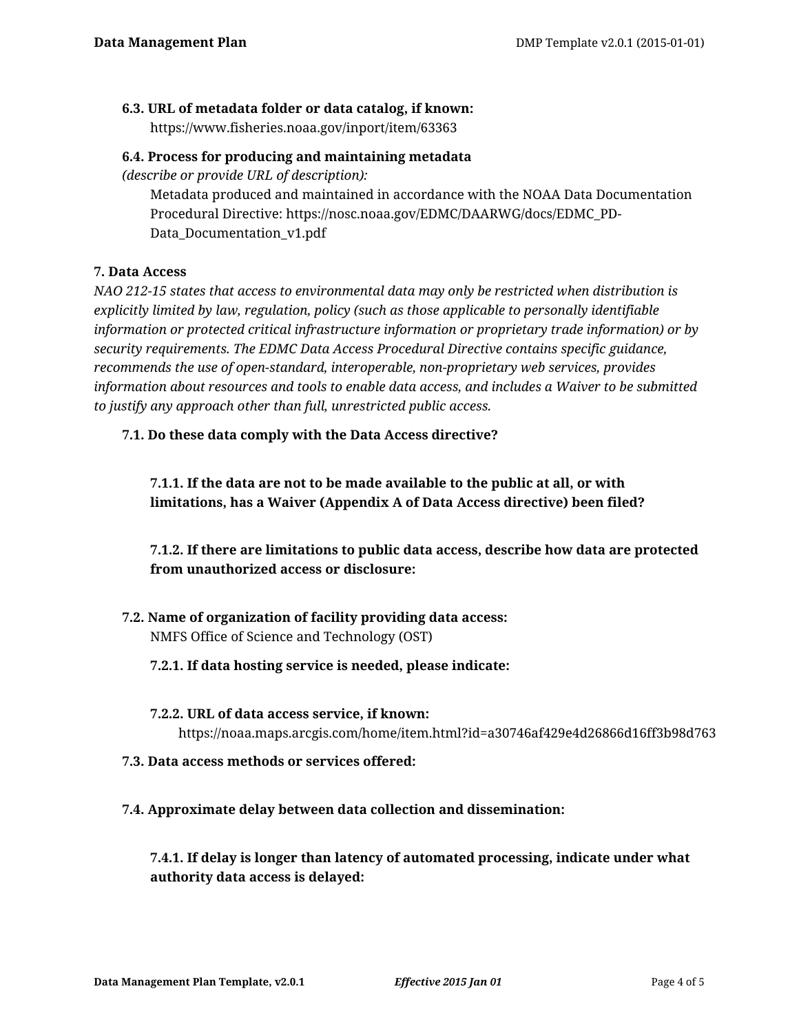**6.3. URL of metadata folder or data catalog, if known:**

https://www.fisheries.noaa.gov/inport/item/63363

**6.4. Process for producing and maintaining metadata**
*(describe or provide URL of description):*

Metadata produced and maintained in accordance with the NOAA Data Documentation Procedural Directive: https://nosc.noaa.gov/EDMC/DAARWG/docs/EDMC_PD-Data_Documentation_v1.pdf

**7. Data Access**

*NAO 212-15 states that access to environmental data may only be restricted when distribution is explicitly limited by law, regulation, policy (such as those applicable to personally identifiable information or protected critical infrastructure information or proprietary trade information) or by security requirements. The EDMC Data Access Procedural Directive contains specific guidance, recommends the use of open-standard, interoperable, non-proprietary web services, provides information about resources and tools to enable data access, and includes a Waiver to be submitted to justify any approach other than full, unrestricted public access.*

**7.1. Do these data comply with the Data Access directive?**

**7.1.1. If the data are not to be made available to the public at all, or with limitations, has a Waiver (Appendix A of Data Access directive) been filed?**

**7.1.2. If there are limitations to public data access, describe how data are protected from unauthorized access or disclosure:**

**7.2. Name of organization of facility providing data access:**

NMFS Office of Science and Technology (OST)

**7.2.1. If data hosting service is needed, please indicate:**

**7.2.2. URL of data access service, if known:**

https://noaa.maps.arcgis.com/home/item.html?id=a30746af429e4d26866d16ff3b98d763

**7.3. Data access methods or services offered:**

**7.4. Approximate delay between data collection and dissemination:**

**7.4.1. If delay is longer than latency of automated processing, indicate under what authority data access is delayed:**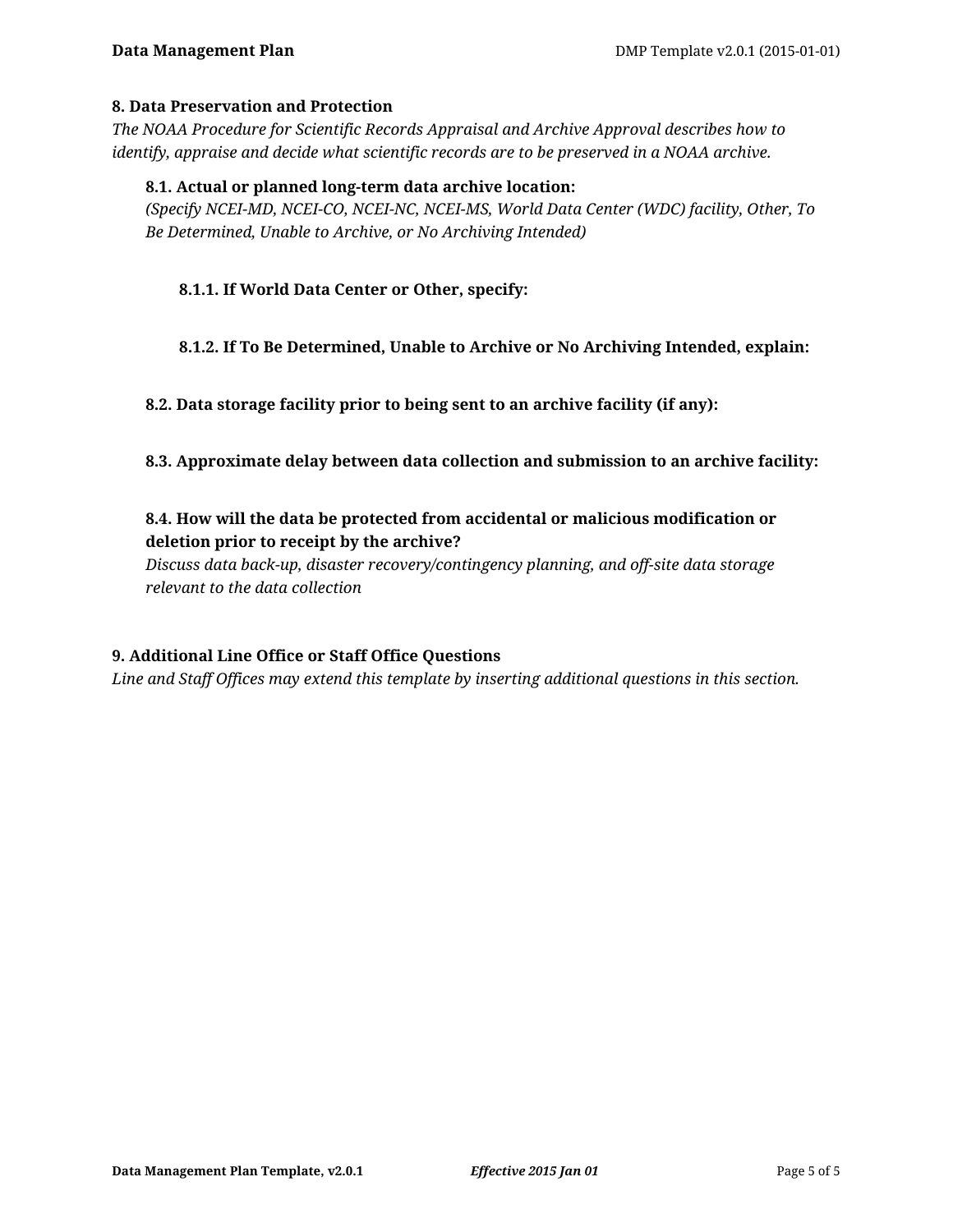## 8. Data Preservation and Protection

*The NOAA Procedure for Scientific Records Appraisal and Archive Approval describes how to identify, appraise and decide what scientific records are to be preserved in a NOAA archive.*

### 8.1. Actual or planned long-term data archive location:

*(Specify NCEI-MD, NCEI-CO, NCEI-NC, NCEI-MS, World Data Center (WDC) facility, Other, To Be Determined, Unable to Archive, or No Archiving Intended)*

#### 8.1.1. If World Data Center or Other, specify:

#### 8.1.2. If To Be Determined, Unable to Archive or No Archiving Intended, explain:

### 8.2. Data storage facility prior to being sent to an archive facility (if any):

### 8.3. Approximate delay between data collection and submission to an archive facility:

### 8.4. How will the data be protected from accidental or malicious modification or deletion prior to receipt by the archive?

*Discuss data back-up, disaster recovery/contingency planning, and off-site data storage relevant to the data collection*

## 9. Additional Line Office or Staff Office Questions

*Line and Staff Offices may extend this template by inserting additional questions in this section.*